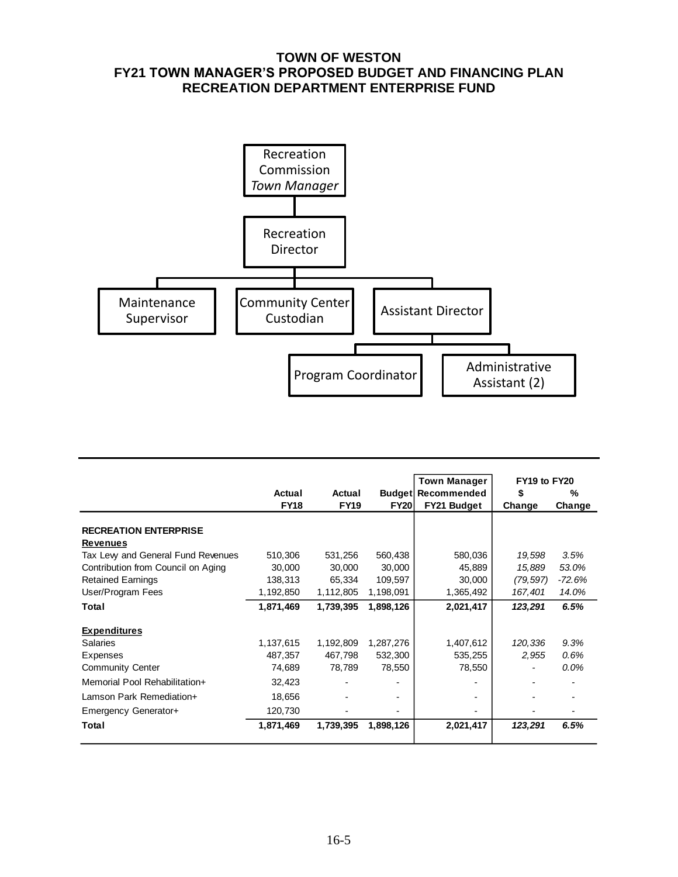# TOWN OF WESTON
## FY21 TOWN MANAGER'S PROPOSED BUDGET AND FINANCING PLAN
## RECREATION DEPARTMENT ENTERPRISE FUND

Recreation Commission
*Town Manager*

Recreation Director

Maintenance Supervisor

Community Center Custodian

Assistant Director

Program Coordinator

Administrative Assistant (2)

| | Actual FY18 | Actual FY19 | Budget FY20 | Town Manager Recommended FY21 Budget | FY19 to FY20 $ Change | FY19 to FY20 % Change |
|---|---|---|---|---|---|---|
| **RECREATION ENTERPRISE** | | | | | | |
| **Revenues** | | | | | | |
| Tax Levy and General Fund Revenues | 510,306 | 531,256 | 560,438 | 580,036 | *19,598* | *3.5%* |
| Contribution from Council on Aging | 30,000 | 30,000 | 30,000 | 45,889 | *15,889* | *53.0%* |
| Retained Earnings | 138,313 | 65,334 | 109,597 | 30,000 | *(79,597)* | *-72.6%* |
| User/Program Fees | 1,192,850 | 1,112,805 | 1,198,091 | 1,365,492 | *167,401* | *14.0%* |
| **Total** | **1,871,469** | **1,739,395** | **1,898,126** | **2,021,417** | ***123,291*** | ***6.5%*** |
| **Expenditures** | | | | | | |
| Salaries | 1,137,615 | 1,192,809 | 1,287,276 | 1,407,612 | *120,336* | *9.3%* |
| Expenses | 487,357 | 467,798 | 532,300 | 535,255 | *2,955* | *0.6%* |
| Community Center | 74,689 | 78,789 | 78,550 | 78,550 | - | *0.0%* |
| Memorial Pool Rehabilitation+ | 32,423 | - | - | - | - | - |
| Lamson Park Remediation+ | 18,656 | - | - | - | - | - |
| Emergency Generator+ | 120,730 | - | - | - | - | - |
| **Total** | **1,871,469** | **1,739,395** | **1,898,126** | **2,021,417** | ***123,291*** | ***6.5%*** |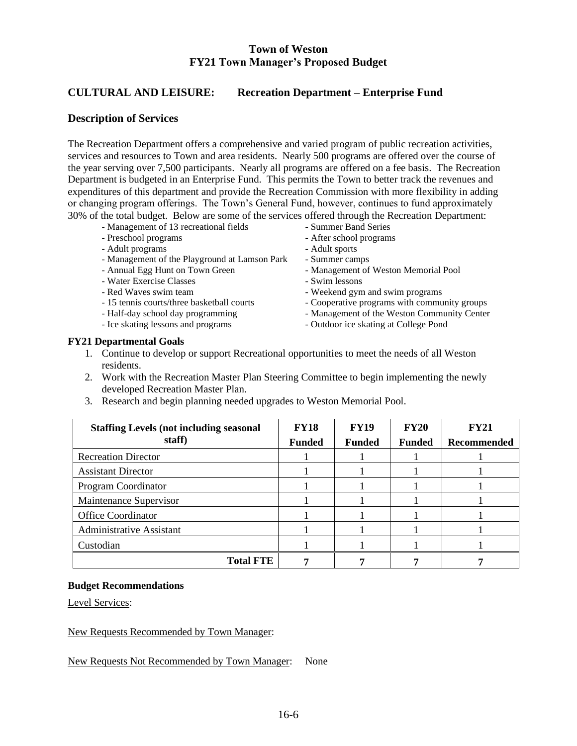**Town of Weston**
**FY21 Town Manager's Proposed Budget**

## CULTURAL AND LEISURE: Recreation Department – Enterprise Fund

### Description of Services

The Recreation Department offers a comprehensive and varied program of public recreation activities, services and resources to Town and area residents. Nearly 500 programs are offered over the course of the year serving over 7,500 participants. Nearly all programs are offered on a fee basis. The Recreation Department is budgeted in an Enterprise Fund. This permits the Town to better track the revenues and expenditures of this department and provide the Recreation Commission with more flexibility in adding or changing program offerings. The Town's General Fund, however, continues to fund approximately 30% of the total budget. Below are some of the services offered through the Recreation Department:

- Management of 13 recreational fields
- Preschool programs
- Adult programs
- Management of the Playground at Lamson Park
- Annual Egg Hunt on Town Green
- Water Exercise Classes
- Red Waves swim team
- 15 tennis courts/three basketball courts
- Half-day school day programming
- Ice skating lessons and programs
- Summer Band Series
- After school programs
- Adult sports
- Summer camps
- Management of Weston Memorial Pool
- Swim lessons
- Weekend gym and swim programs
- Cooperative programs with community groups
- Management of the Weston Community Center
- Outdoor ice skating at College Pond

**FY21 Departmental Goals**

1. Continue to develop or support Recreational opportunities to meet the needs of all Weston residents.
2. Work with the Recreation Master Plan Steering Committee to begin implementing the newly developed Recreation Master Plan.
3. Research and begin planning needed upgrades to Weston Memorial Pool.

| Staffing Levels (not including seasonal staff) | FY18 Funded | FY19 Funded | FY20 Funded | FY21 Recommended |
|---|---|---|---|---|
| Recreation Director | 1 | 1 | 1 | 1 |
| Assistant Director | 1 | 1 | 1 | 1 |
| Program Coordinator | 1 | 1 | 1 | 1 |
| Maintenance Supervisor | 1 | 1 | 1 | 1 |
| Office Coordinator | 1 | 1 | 1 | 1 |
| Administrative Assistant | 1 | 1 | 1 | 1 |
| Custodian | 1 | 1 | 1 | 1 |
| **Total FTE** | **7** | **7** | **7** | **7** |

**Budget Recommendations**

Level Services:

New Requests Recommended by Town Manager:

New Requests Not Recommended by Town Manager: None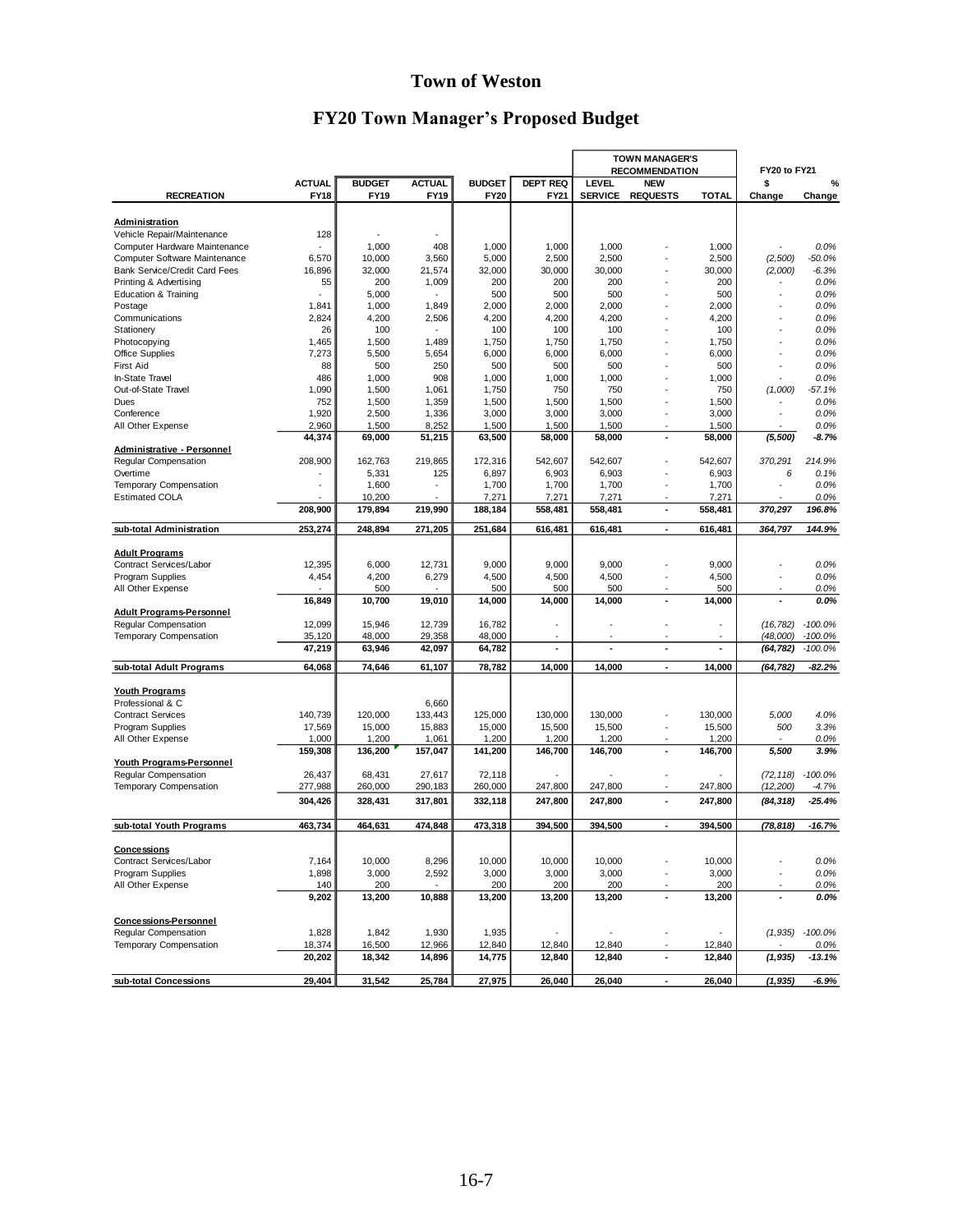# Town of Weston

## FY20 Town Manager's Proposed Budget

| RECREATION | ACTUAL FY18 | BUDGET FY19 | ACTUAL FY19 | BUDGET FY20 | DEPT REQ FY21 | TOWN MANAGER'S RECOMMENDATION LEVEL SERVICE | NEW REQUESTS | TOTAL | FY20 to FY21 $ Change | % Change |
|---|---|---|---|---|---|---|---|---|---|---|
| **Administration** | | | | | | | | | | |
| Vehicle Repair/Maintenance | 128 | - | - | | | | | | | |
| Computer Hardware Maintenance | - | 1,000 | 408 | 1,000 | 1,000 | 1,000 | - | 1,000 | - | 0.0% |
| Computer Software Maintenance | 6,570 | 10,000 | 3,560 | 5,000 | 2,500 | 2,500 | - | 2,500 | (2,500) | -50.0% |
| Bank Service/Credit Card Fees | 16,896 | 32,000 | 21,574 | 32,000 | 30,000 | 30,000 | - | 30,000 | (2,000) | -6.3% |
| Printing & Advertising | 55 | 200 | 1,009 | 200 | 200 | 200 | - | 200 | - | 0.0% |
| Education & Training | - | 5,000 | - | 500 | 500 | 500 | - | 500 | - | 0.0% |
| Postage | 1,841 | 1,000 | 1,849 | 2,000 | 2,000 | 2,000 | - | 2,000 | - | 0.0% |
| Communications | 2,824 | 4,200 | 2,506 | 4,200 | 4,200 | 4,200 | - | 4,200 | - | 0.0% |
| Stationery | 26 | 100 | - | 100 | 100 | 100 | - | 100 | - | 0.0% |
| Photocopying | 1,465 | 1,500 | 1,489 | 1,750 | 1,750 | 1,750 | - | 1,750 | - | 0.0% |
| Office Supplies | 7,273 | 5,500 | 5,654 | 6,000 | 6,000 | 6,000 | - | 6,000 | - | 0.0% |
| First Aid | 88 | 500 | 250 | 500 | 500 | 500 | - | 500 | - | 0.0% |
| In-State Travel | 486 | 1,000 | 908 | 1,000 | 1,000 | 1,000 | - | 1,000 | - | 0.0% |
| Out-of-State Travel | 1,090 | 1,500 | 1,061 | 1,750 | 750 | 750 | - | 750 | (1,000) | -57.1% |
| Dues | 752 | 1,500 | 1,359 | 1,500 | 1,500 | 1,500 | - | 1,500 | - | 0.0% |
| Conference | 1,920 | 2,500 | 1,336 | 3,000 | 3,000 | 3,000 | - | 3,000 | - | 0.0% |
| All Other Expense | 2,960 | 1,500 | 8,252 | 1,500 | 1,500 | 1,500 | - | 1,500 | - | 0.0% |
| | **44,374** | **69,000** | **51,215** | **63,500** | **58,000** | **58,000** | **-** | **58,000** | **(5,500)** | **-8.7%** |
| **Administrative - Personnel** | | | | | | | | | | |
| Regular Compensation | 208,900 | 162,763 | 219,865 | 172,316 | 542,607 | 542,607 | - | 542,607 | 370,291 | 214.9% |
| Overtime | - | 5,331 | 125 | 6,897 | 6,903 | 6,903 | - | 6,903 | 6 | 0.1% |
| Temporary Compensation | - | 1,600 | - | 1,700 | 1,700 | 1,700 | - | 1,700 | - | 0.0% |
| Estimated COLA | - | 10,200 | - | 7,271 | 7,271 | 7,271 | - | 7,271 | - | 0.0% |
| | **208,900** | **179,894** | **219,990** | **188,184** | **558,481** | **558,481** | **-** | **558,481** | **370,297** | **196.8%** |
| **sub-total Administration** | **253,274** | **248,894** | **271,205** | **251,684** | **616,481** | **616,481** | **-** | **616,481** | **364,797** | **144.9%** |
| **Adult Programs** | | | | | | | | | | |
| Contract Services/Labor | 12,395 | 6,000 | 12,731 | 9,000 | 9,000 | 9,000 | - | 9,000 | - | 0.0% |
| Program Supplies | 4,454 | 4,200 | 6,279 | 4,500 | 4,500 | 4,500 | - | 4,500 | - | 0.0% |
| All Other Expense | - | 500 | - | 500 | 500 | 500 | - | 500 | - | 0.0% |
| | **16,849** | **10,700** | **19,010** | **14,000** | **14,000** | **14,000** | **-** | **14,000** | **-** | **0.0%** |
| **Adult Programs-Personnel** | | | | | | | | | | |
| Regular Compensation | 12,099 | 15,946 | 12,739 | 16,782 | - | - | - | - | (16,782) | -100.0% |
| Temporary Compensation | 35,120 | 48,000 | 29,358 | 48,000 | - | - | - | - | (48,000) | -100.0% |
| | **47,219** | **63,946** | **42,097** | **64,782** | **-** | **-** | **-** | **-** | **(64,782)** | **-100.0%** |
| **sub-total Adult Programs** | **64,068** | **74,646** | **61,107** | **78,782** | **14,000** | **14,000** | **-** | **14,000** | **(64,782)** | **-82.2%** |
| **Youth Programs** | | | | | | | | | | |
| Professional & C | | | 6,660 | | | | | | | |
| Contract Services | 140,739 | 120,000 | 133,443 | 125,000 | 130,000 | 130,000 | - | 130,000 | 5,000 | 4.0% |
| Program Supplies | 17,569 | 15,000 | 15,883 | 15,000 | 15,500 | 15,500 | - | 15,500 | 500 | 3.3% |
| All Other Expense | 1,000 | 1,200 | 1,061 | 1,200 | 1,200 | 1,200 | - | 1,200 | - | 0.0% |
| | **159,308** | **136,200** | **157,047** | **141,200** | **146,700** | **146,700** | **-** | **146,700** | **5,500** | **3.9%** |
| **Youth Programs-Personnel** | | | | | | | | | | |
| Regular Compensation | 26,437 | 68,431 | 27,617 | 72,118 | - | - | - | - | (72,118) | -100.0% |
| Temporary Compensation | 277,988 | 260,000 | 290,183 | 260,000 | 247,800 | 247,800 | - | 247,800 | (12,200) | -4.7% |
| | **304,426** | **328,431** | **317,801** | **332,118** | **247,800** | **247,800** | **-** | **247,800** | **(84,318)** | **-25.4%** |
| **sub-total Youth Programs** | **463,734** | **464,631** | **474,848** | **473,318** | **394,500** | **394,500** | **-** | **394,500** | **(78,818)** | **-16.7%** |
| **Concessions** | | | | | | | | | | |
| Contract Services/Labor | 7,164 | 10,000 | 8,296 | 10,000 | 10,000 | 10,000 | - | 10,000 | - | 0.0% |
| Program Supplies | 1,898 | 3,000 | 2,592 | 3,000 | 3,000 | 3,000 | - | 3,000 | - | 0.0% |
| All Other Expense | 140 | 200 | - | 200 | 200 | 200 | - | 200 | - | 0.0% |
| | **9,202** | **13,200** | **10,888** | **13,200** | **13,200** | **13,200** | **-** | **13,200** | **-** | **0.0%** |
| **Concessions-Personnel** | | | | | | | | | | |
| Regular Compensation | 1,828 | 1,842 | 1,930 | 1,935 | - | - | - | - | (1,935) | -100.0% |
| Temporary Compensation | 18,374 | 16,500 | 12,966 | 12,840 | 12,840 | 12,840 | - | 12,840 | - | 0.0% |
| | **20,202** | **18,342** | **14,896** | **14,775** | **12,840** | **12,840** | **-** | **12,840** | **(1,935)** | **-13.1%** |
| **sub-total Concessions** | **29,404** | **31,542** | **25,784** | **27,975** | **26,040** | **26,040** | **-** | **26,040** | **(1,935)** | **-6.9%** |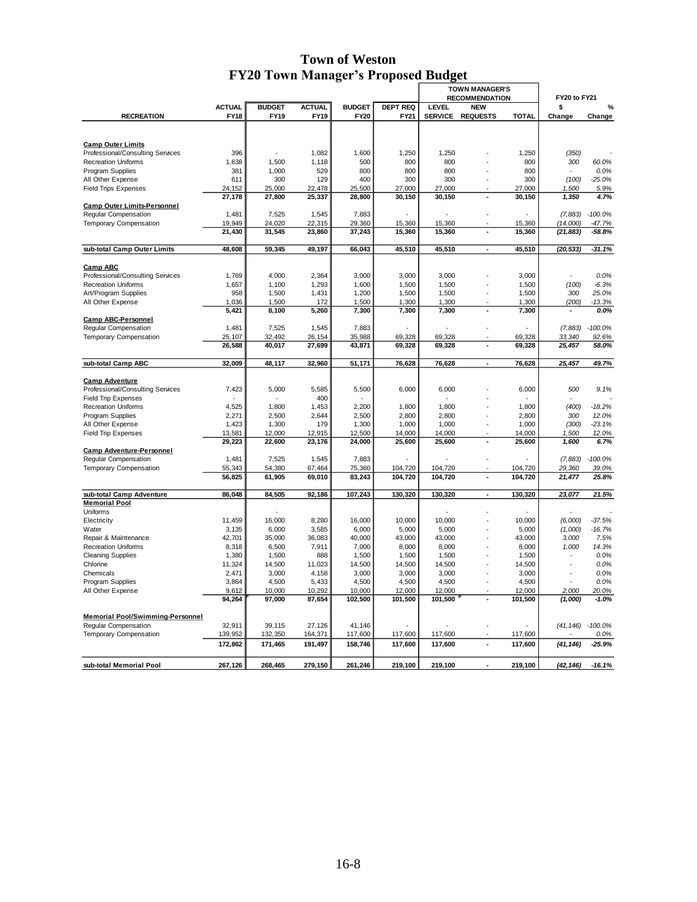# Town of Weston
## FY20 Town Manager's Proposed Budget

| RECREATION | ACTUAL FY18 | BUDGET FY19 | ACTUAL FY19 | BUDGET FY20 | DEPT REQ FY21 | TOWN MANAGER'S RECOMMENDATION LEVEL SERVICE | NEW REQUESTS | TOTAL | FY20 to FY21 $ Change | % Change |
|---|---|---|---|---|---|---|---|---|---|---|
| **Camp Outer Limits** | | | | | | | | | | |
| Professional/Consulting Services | 396 | - | 1,082 | 1,600 | 1,250 | 1,250 | - | 1,250 | *(350)* | - |
| Recreation Uniforms | 1,638 | 1,500 | 1,118 | 500 | 800 | 800 | - | 800 | *300* | *60.0%* |
| Program Supplies | 381 | 1,000 | 529 | 800 | 800 | 800 | - | 800 | - | *0.0%* |
| All Other Expense | 611 | 300 | 129 | 400 | 300 | 300 | - | 300 | *(100)* | *-25.0%* |
| Field Trips Expenses | 24,152 | 25,000 | 22,478 | 25,500 | 27,000 | 27,000 | - | 27,000 | *1,500* | *5.9%* |
| | **27,178** | **27,800** | **25,337** | **28,800** | **30,150** | **30,150** | **-** | **30,150** | ***1,350*** | ***4.7%*** |
| **Camp Outer Limits-Personnel** | | | | | | | | | | |
| Regular Compensation | 1,481 | 7,525 | 1,545 | 7,883 | - | - | - | - | *(7,883)* | *-100.0%* |
| Temporary Compensation | 19,949 | 24,020 | 22,315 | 29,360 | 15,360 | 15,360 | - | 15,360 | *(14,000)* | *-47.7%* |
| | **21,430** | **31,545** | **23,860** | **37,243** | **15,360** | **15,360** | **-** | **15,360** | ***(21,883)*** | ***-58.8%*** |
| **sub-total Camp Outer Limits** | **48,608** | **59,345** | **49,197** | **66,043** | **45,510** | **45,510** | **-** | **45,510** | ***(20,533)*** | ***-31.1%*** |
| **Camp ABC** | | | | | | | | | | |
| Professional/Consulting Services | 1,769 | 4,000 | 2,364 | 3,000 | 3,000 | 3,000 | - | 3,000 | - | *0.0%* |
| Recreation Uniforms | 1,657 | 1,100 | 1,293 | 1,600 | 1,500 | 1,500 | - | 1,500 | *(100)* | *-6.3%* |
| Art/Program Supplies | 958 | 1,500 | 1,431 | 1,200 | 1,500 | 1,500 | - | 1,500 | *300* | *25.0%* |
| All Other Expense | 1,036 | 1,500 | 172 | 1,500 | 1,300 | 1,300 | - | 1,300 | *(200)* | *-13.3%* |
| | **5,421** | **8,100** | **5,260** | **7,300** | **7,300** | **7,300** | **-** | **7,300** | **-** | ***0.0%*** |
| **Camp ABC-Personnel** | | | | | | | | | | |
| Regular Compensation | 1,481 | 7,525 | 1,545 | 7,883 | - | - | - | - | *(7,883)* | *-100.0%* |
| Temporary Compensation | 25,107 | 32,492 | 26,154 | 35,988 | 69,328 | 69,328 | - | 69,328 | *33,340* | *92.6%* |
| | **26,588** | **40,017** | **27,699** | **43,871** | **69,328** | **69,328** | **-** | **69,328** | ***25,457*** | ***58.0%*** |
| **sub-total Camp ABC** | **32,009** | **48,117** | **32,960** | **51,171** | **76,628** | **76,628** | **-** | **76,628** | ***25,457*** | ***49.7%*** |
| **Camp Adventure** | | | | | | | | | | |
| Professional/Consulting Services | 7,423 | 5,000 | 5,585 | 5,500 | 6,000 | 6,000 | - | 6,000 | *500* | *9.1%* |
| Field Trip Expenses | - | - | 400 | - | | - | - | - | - | - |
| Recreation Uniforms | 4,525 | 1,800 | 1,453 | 2,200 | 1,800 | 1,800 | - | 1,800 | *(400)* | *-18.2%* |
| Program Supplies | 2,271 | 2,500 | 2,644 | 2,500 | 2,800 | 2,800 | - | 2,800 | *300* | *12.0%* |
| All Other Expense | 1,423 | 1,300 | 179 | 1,300 | 1,000 | 1,000 | - | 1,000 | *(300)* | *-23.1%* |
| Field Trip Expenses | 13,581 | 12,000 | 12,915 | 12,500 | 14,000 | 14,000 | - | 14,000 | *1,500* | *12.0%* |
| | **29,223** | **22,600** | **23,176** | **24,000** | **25,600** | **25,600** | **-** | **25,600** | ***1,600*** | ***6.7%*** |
| **Camp Adventure-Personnel** | | | | | | | | | | |
| Regular Compensation | 1,481 | 7,525 | 1,545 | 7,883 | - | - | - | - | *(7,883)* | *-100.0%* |
| Temporary Compensation | 55,343 | 54,380 | 67,464 | 75,360 | 104,720 | 104,720 | - | 104,720 | *29,360* | *39.0%* |
| | **56,825** | **61,905** | **69,010** | **83,243** | **104,720** | **104,720** | **-** | **104,720** | ***21,477*** | ***25.8%*** |
| **sub-total Camp Adventure** | **86,048** | **84,505** | **92,186** | **107,243** | **130,320** | **130,320** | **-** | **130,320** | ***23,077*** | ***21.5%*** |
| **Memorial Pool** | | | | | | | | | | |
| Uniforms | | - | | | | - | - | - | - | - |
| Electricity | 11,459 | 16,000 | 8,280 | 16,000 | 10,000 | 10,000 | - | 10,000 | *(6,000)* | *-37.5%* |
| Water | 3,135 | 6,000 | 3,585 | 6,000 | 5,000 | 5,000 | - | 5,000 | *(1,000)* | *-16.7%* |
| Repair & Maintenance | 42,701 | 35,000 | 36,083 | 40,000 | 43,000 | 43,000 | - | 43,000 | *3,000* | *7.5%* |
| Recreation Uniforms | 8,318 | 6,500 | 7,911 | 7,000 | 8,000 | 8,000 | - | 8,000 | *1,000* | *14.3%* |
| Cleaning Supplies | 1,380 | 1,500 | 888 | 1,500 | 1,500 | 1,500 | - | 1,500 | - | *0.0%* |
| Chlorine | 11,324 | 14,500 | 11,023 | 14,500 | 14,500 | 14,500 | - | 14,500 | - | *0.0%* |
| Chemicals | 2,471 | 3,000 | 4,158 | 3,000 | 3,000 | 3,000 | - | 3,000 | - | *0.0%* |
| Program Supplies | 3,864 | 4,500 | 5,433 | 4,500 | 4,500 | 4,500 | - | 4,500 | - | *0.0%* |
| All Other Expense | 9,612 | 10,000 | 10,292 | 10,000 | 12,000 | 12,000 | - | 12,000 | *2,000* | *20.0%* |
| | **94,264** | **97,000** | **87,654** | **102,500** | **101,500** | **101,500** | **-** | **101,500** | ***(1,000)*** | ***-1.0%*** |
| **Memorial Pool/Swimming-Personnel** | | | | | | | | | | |
| Regular Compensation | 32,911 | 39,115 | 27,126 | 41,146 | - | - | - | - | *(41,146)* | *-100.0%* |
| Temporary Compensation | 139,952 | 132,350 | 164,371 | 117,600 | 117,600 | 117,600 | - | 117,600 | - | *0.0%* |
| | **172,862** | **171,465** | **191,497** | **158,746** | **117,600** | **117,600** | **-** | **117,600** | ***(41,146)*** | ***-25.9%*** |
| **sub-total Memorial Pool** | **267,126** | **268,465** | **279,150** | **261,246** | **219,100** | **219,100** | **-** | **219,100** | ***(42,146)*** | ***-16.1%*** |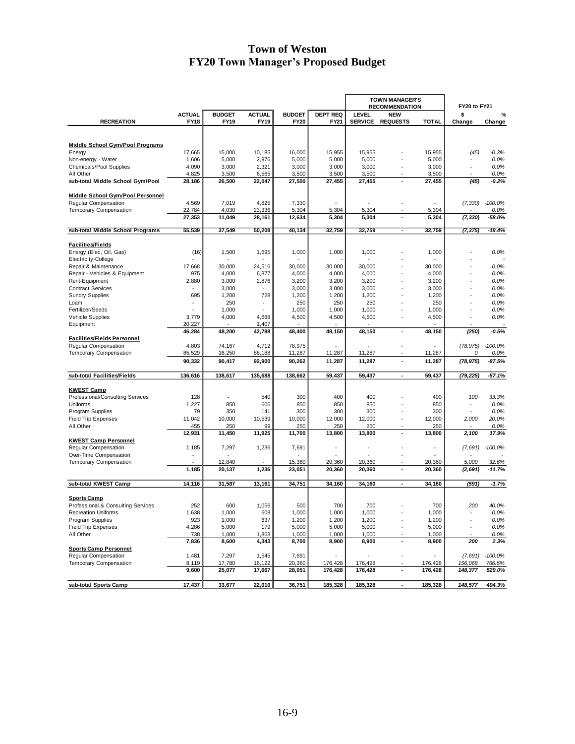# Town of Weston
# FY20 Town Manager's Proposed Budget

| RECREATION | ACTUAL FY18 | BUDGET FY19 | ACTUAL FY19 | BUDGET FY20 | DEPT REQ FY21 | TOWN MANAGER'S RECOMMENDATION LEVEL SERVICE | NEW REQUESTS | TOTAL | FY20 to FY21 $ Change | % Change |
|---|---|---|---|---|---|---|---|---|---|---|
| **Middle School Gym/Pool Programs** | | | | | | | | | | |
| Energy | 17,665 | 15,000 | 10,185 | 16,000 | 15,955 | 15,955 | - | 15,955 | *(45)* | *-0.3%* |
| Non-energy - Water | 1,606 | 5,000 | 2,976 | 5,000 | 5,000 | 5,000 | - | 5,000 | - | *0.0%* |
| Chemicals/Pool Supplies | 4,090 | 3,000 | 2,321 | 3,000 | 3,000 | 3,000 | - | 3,000 | - | *0.0%* |
| All Other | 4,825 | 3,500 | 6,565 | 3,500 | 3,500 | 3,500 | - | 3,500 | - | *0.0%* |
| **sub-total Middle School Gym/Pool** | **28,186** | **26,500** | **22,047** | **27,500** | **27,455** | **27,455** | **-** | **27,455** | ***(45)*** | ***-0.2%*** |
| **Middle School Gym/Pool Personnel** | | | | | | | | | | |
| Regular Compensation | 4,569 | 7,019 | 4,825 | 7,330 | - | - | - | - | *(7,330)* | *-100.0%* |
| Temporary Compensation | 22,784 | 4,030 | 23,336 | 5,304 | 5,304 | 5,304 | - | 5,304 | - | *0.0%* |
| | **27,353** | **11,049** | **28,161** | **12,634** | **5,304** | **5,304** | **-** | **5,304** | ***(7,330)*** | ***-58.0%*** |
| **sub-total Middle School Programs** | **55,539** | **37,549** | **50,208** | **40,134** | **32,759** | **32,759** | **-** | **32,759** | ***(7,375)*** | ***-18.4%*** |
| **Facilities/Fields** | | | | | | | | | | |
| Energy (Elec, Oil, Gas) | (16) | 1,500 | 1,695 | 1,000 | 1,000 | 1,000 | - | 1,000 | - | *0.0%* |
| Electricity-College | - | - | - | - | - | - | - | - | - | - |
| Repair & Maintenance | 17,668 | 30,000 | 24,516 | 30,000 | 30,000 | 30,000 | - | 30,000 | - | *0.0%* |
| Repair - Vehicles & Equipment | 975 | 4,000 | 6,877 | 4,000 | 4,000 | 4,000 | - | 4,000 | - | *0.0%* |
| Rent-Equipment | 2,880 | 3,000 | 2,876 | 3,200 | 3,200 | 3,200 | - | 3,200 | - | *0.0%* |
| Contract Services | - | 3,000 | - | 3,000 | 3,000 | 3,000 | - | 3,000 | - | *0.0%* |
| Sundry Supplies | 695 | 1,200 | 728 | 1,200 | 1,200 | 1,200 | - | 1,200 | - | *0.0%* |
| Loam | - | 250 | - | 250 | 250 | 250 | - | 250 | - | *0.0%* |
| Fertilizer/Seeds | - | 1,000 | - | 1,000 | 1,000 | 1,000 | - | 1,000 | - | *0.0%* |
| Vehicle Supplies | 3,779 | 4,000 | 4,688 | 4,500 | 4,500 | 4,500 | - | 4,500 | - | *0.0%* |
| Equipment | 20,227 | - | 1,407 | - | - | - | | - | - | - |
| | **46,284** | **48,200** | **42,788** | **48,400** | **48,150** | **48,150** | **-** | **48,150** | ***(250)*** | ***-0.5%*** |
| **Facilities/Fields Personnel** | | | | | | | | | | |
| Regular Compensation | 4,803 | 74,167 | 4,712 | 78,975 | - | - | - | - | *(78,975)* | *-100.0%* |
| Temporary Compensation | 85,529 | 16,250 | 88,188 | 11,287 | 11,287 | 11,287 | - | 11,287 | *0* | *0.0%* |
| | **90,332** | **90,417** | **92,900** | **90,262** | **11,287** | **11,287** | **-** | **11,287** | ***(78,975)*** | ***-87.5%*** |
| **sub-total Facilities/Fields** | **136,616** | **138,617** | **135,688** | **138,662** | **59,437** | **59,437** | **-** | **59,437** | ***(79,225)*** | ***-57.1%*** |
| **KWEST Camp** | | | | | | | | | | |
| Professional/Consulting Services | 128 | - | 540 | 300 | 400 | 400 | - | 400 | *100* | *33.3%* |
| Uniforms | 1,227 | 850 | 606 | 850 | 850 | 850 | - | 850 | - | *0.0%* |
| Program Supplies | 79 | 350 | 141 | 300 | 300 | 300 | - | 300 | - | *0.0%* |
| Field Trip Expenses | 11,042 | 10,000 | 10,539 | 10,000 | 12,000 | 12,000 | - | 12,000 | *2,000* | *20.0%* |
| All Other | 455 | 250 | 99 | 250 | 250 | 250 | - | 250 | - | *0.0%* |
| | **12,931** | **11,450** | **11,925** | **11,700** | **13,800** | **13,800** | **-** | **13,800** | ***2,100*** | ***17.9%*** |
| **KWEST Camp Personnel** | | | | | | | | | | |
| Regular Compensation | 1,185 | 7,297 | 1,236 | 7,691 | - | - | - | - | *(7,691)* | *-100.0%* |
| Over-Time Compensation | - | - | | - | - | - | - | - | - | - |
| Temporary Compensation | - | 12,840 | - | 15,360 | 20,360 | 20,360 | - | 20,360 | *5,000* | *32.6%* |
| | **1,185** | **20,137** | **1,236** | **23,051** | **20,360** | **20,360** | **-** | **20,360** | ***(2,691)*** | ***-11.7%*** |
| **sub-total KWEST Camp** | **14,116** | **31,587** | **13,161** | **34,751** | **34,160** | **34,160** | **-** | **34,160** | ***(591)*** | ***-1.7%*** |
| **Sports Camp** | | | | | | | | | | |
| Professional & Consulting Services | 252 | 600 | 1,056 | 500 | 700 | 700 | - | 700 | *200* | *40.0%* |
| Recreation Uniforms | 1,638 | 1,000 | 608 | 1,000 | 1,000 | 1,000 | - | 1,000 | - | *0.0%* |
| Program Supplies | 923 | 1,000 | 637 | 1,200 | 1,200 | 1,200 | - | 1,200 | - | *0.0%* |
| Field Trip Expenses | 4,286 | 5,000 | 179 | 5,000 | 5,000 | 5,000 | - | 5,000 | - | *0.0%* |
| All Other | 738 | 1,000 | 1,863 | 1,000 | 1,000 | 1,000 | - | 1,000 | - | *0.0%* |
| | **7,836** | **8,600** | **4,343** | **8,700** | **8,900** | **8,900** | **-** | **8,900** | ***200*** | ***2.3%*** |
| **Sports Camp Personnel** | | | | | | | | | | |
| Regular Compensation | 1,481 | 7,297 | 1,545 | 7,691 | - | - | - | - | *(7,691)* | *-100.0%* |
| Temporary Compensation | 8,119 | 17,780 | 16,122 | 20,360 | 176,428 | 176,428 | - | 176,428 | *156,068* | *766.5%* |
| | **9,600** | **25,077** | **17,667** | **28,051** | **176,428** | **176,428** | **-** | **176,428** | ***148,377*** | ***529.0%*** |
| **sub-total Sports Camp** | **17,437** | **33,677** | **22,010** | **36,751** | **185,328** | **185,328** | **-** | **185,328** | ***148,577*** | ***404.3%*** |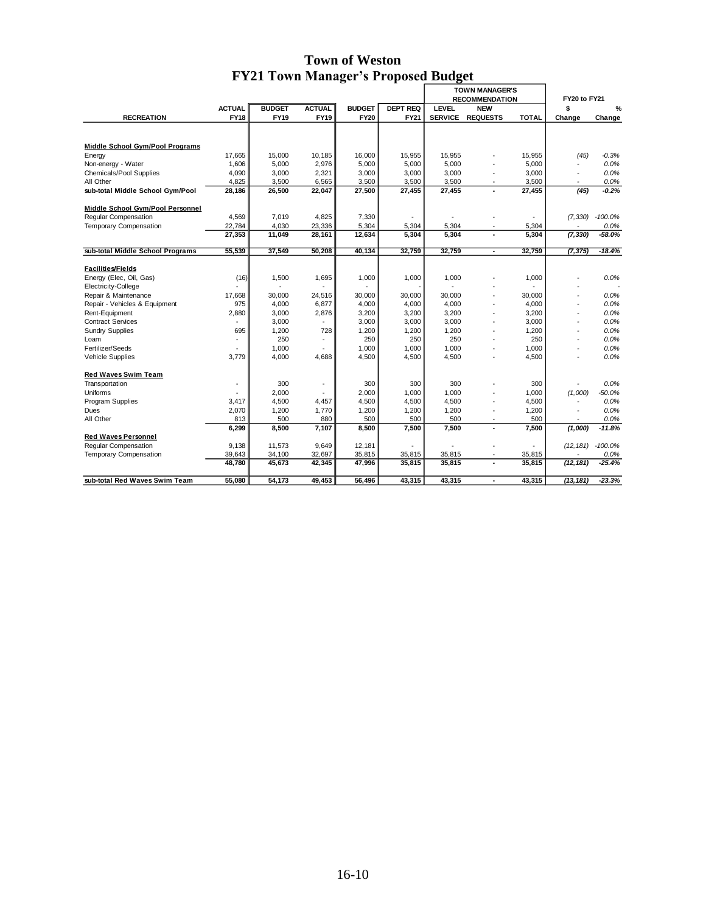# Town of Weston
## FY21 Town Manager's Proposed Budget

| RECREATION | ACTUAL FY18 | BUDGET FY19 | ACTUAL FY19 | BUDGET FY20 | DEPT REQ FY21 | TOWN MANAGER'S RECOMMENDATION LEVEL SERVICE | NEW REQUESTS | TOTAL | FY20 to FY21 $ Change | % Change |
|---|---|---|---|---|---|---|---|---|---|---|
| **Middle School Gym/Pool Programs** | | | | | | | | | | |
| Energy | 17,665 | 15,000 | 10,185 | 16,000 | 15,955 | 15,955 | - | 15,955 | (45) | -0.3% |
| Non-energy - Water | 1,606 | 5,000 | 2,976 | 5,000 | 5,000 | 5,000 | - | 5,000 | - | 0.0% |
| Chemicals/Pool Supplies | 4,090 | 3,000 | 2,321 | 3,000 | 3,000 | 3,000 | - | 3,000 | - | 0.0% |
| All Other | 4,825 | 3,500 | 6,565 | 3,500 | 3,500 | 3,500 | - | 3,500 | - | 0.0% |
| **sub-total Middle School Gym/Pool** | **28,186** | **26,500** | **22,047** | **27,500** | **27,455** | **27,455** | **-** | **27,455** | **(45)** | **-0.2%** |
| **Middle School Gym/Pool Personnel** | | | | | | | | | | |
| Regular Compensation | 4,569 | 7,019 | 4,825 | 7,330 | - | - | - | - | (7,330) | -100.0% |
| Temporary Compensation | 22,784 | 4,030 | 23,336 | 5,304 | 5,304 | 5,304 | - | 5,304 | - | 0.0% |
| | **27,353** | **11,049** | **28,161** | **12,634** | **5,304** | **5,304** | **-** | **5,304** | **(7,330)** | **-58.0%** |
| **sub-total Middle School Programs** | **55,539** | **37,549** | **50,208** | **40,134** | **32,759** | **32,759** | **-** | **32,759** | **(7,375)** | **-18.4%** |
| **Facilities/Fields** | | | | | | | | | | |
| Energy (Elec, Oil, Gas) | (16) | 1,500 | 1,695 | 1,000 | 1,000 | 1,000 | - | 1,000 | - | 0.0% |
| Electricity-College | - | - | - | - | - | - | - | - | - | - |
| Repair & Maintenance | 17,668 | 30,000 | 24,516 | 30,000 | 30,000 | 30,000 | - | 30,000 | - | 0.0% |
| Repair - Vehicles & Equipment | 975 | 4,000 | 6,877 | 4,000 | 4,000 | 4,000 | - | 4,000 | - | 0.0% |
| Rent-Equipment | 2,880 | 3,000 | 2,876 | 3,200 | 3,200 | 3,200 | - | 3,200 | - | 0.0% |
| Contract Services | - | 3,000 | - | 3,000 | 3,000 | 3,000 | - | 3,000 | - | 0.0% |
| Sundry Supplies | 695 | 1,200 | 728 | 1,200 | 1,200 | 1,200 | - | 1,200 | - | 0.0% |
| Loam | - | 250 | - | 250 | 250 | 250 | - | 250 | - | 0.0% |
| Fertilizer/Seeds | - | 1,000 | - | 1,000 | 1,000 | 1,000 | - | 1,000 | - | 0.0% |
| Vehicle Supplies | 3,779 | 4,000 | 4,688 | 4,500 | 4,500 | 4,500 | - | 4,500 | - | 0.0% |
| **Red Waves Swim Team** | | | | | | | | | | |
| Transportation | - | 300 | - | 300 | 300 | 300 | - | 300 | - | 0.0% |
| Uniforms | - | 2,000 | - | 2,000 | 1,000 | 1,000 | - | 1,000 | (1,000) | -50.0% |
| Program Supplies | 3,417 | 4,500 | 4,457 | 4,500 | 4,500 | 4,500 | - | 4,500 | - | 0.0% |
| Dues | 2,070 | 1,200 | 1,770 | 1,200 | 1,200 | 1,200 | - | 1,200 | - | 0.0% |
| All Other | 813 | 500 | 880 | 500 | 500 | 500 | - | 500 | - | 0.0% |
| | **6,299** | **8,500** | **7,107** | **8,500** | **7,500** | **7,500** | **-** | **7,500** | **(1,000)** | **-11.8%** |
| **Red Waves Personnel** | | | | | | | | | | |
| Regular Compensation | 9,138 | 11,573 | 9,649 | 12,181 | - | - | - | - | (12,181) | -100.0% |
| Temporary Compensation | 39,643 | 34,100 | 32,697 | 35,815 | 35,815 | 35,815 | - | 35,815 | - | 0.0% |
| | **48,780** | **45,673** | **42,345** | **47,996** | **35,815** | **35,815** | **-** | **35,815** | **(12,181)** | **-25.4%** |
| **sub-total Red Waves Swim Team** | **55,080** | **54,173** | **49,453** | **56,496** | **43,315** | **43,315** | **-** | **43,315** | **(13,181)** | **-23.3%** |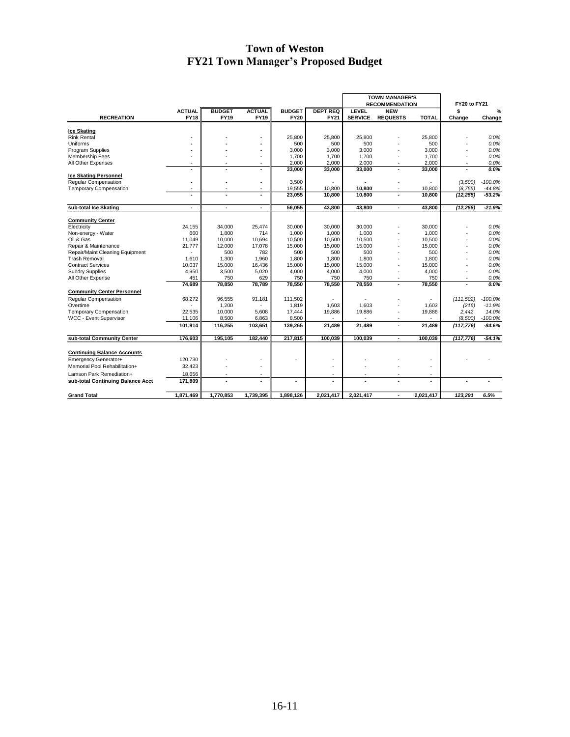# Town of Weston
# FY21 Town Manager's Proposed Budget

| RECREATION | ACTUAL FY18 | BUDGET FY19 | ACTUAL FY19 | BUDGET FY20 | DEPT REQ FY21 | TOWN MANAGER'S RECOMMENDATION LEVEL SERVICE | NEW REQUESTS | TOTAL | FY20 to FY21 $ Change | % Change |
|---|---|---|---|---|---|---|---|---|---|---|
| **Ice Skating** | | | | | | | | | | |
| Rink Rental | - | - | - | 25,800 | 25,800 | 25,800 | - | 25,800 | - | 0.0% |
| Uniforms | - | - | - | 500 | 500 | 500 | - | 500 | - | 0.0% |
| Program Supplies | - | - | - | 3,000 | 3,000 | 3,000 | - | 3,000 | - | 0.0% |
| Membership Fees | - | - | - | 1,700 | 1,700 | 1,700 | - | 1,700 | - | 0.0% |
| All Other Expenses | - | - | - | 2,000 | 2,000 | 2,000 | - | 2,000 | - | 0.0% |
| | - | - | - | 33,000 | 33,000 | 33,000 | - | 33,000 | - | 0.0% |
| **Ice Skating Personnel** | | | | | | | | | | |
| Regular Compensation | - | - | - | 3,500 | - | - | - | - | (3,500) | -100.0% |
| Temporary Compensation | - | - | - | 19,555 | 10,800 | 10,800 | - | 10,800 | (8,755) | -44.8% |
| | - | - | - | 23,055 | 10,800 | 10,800 | - | 10,800 | (12,255) | -53.2% |
| **sub-total Ice Skating** | - | - | - | 56,055 | 43,800 | 43,800 | - | 43,800 | (12,255) | -21.9% |
| **Community Center** | | | | | | | | | | |
| Electricity | 24,155 | 34,000 | 25,474 | 30,000 | 30,000 | 30,000 | - | 30,000 | - | 0.0% |
| Non-energy - Water | 660 | 1,800 | 714 | 1,000 | 1,000 | 1,000 | - | 1,000 | - | 0.0% |
| Oil & Gas | 11,049 | 10,000 | 10,694 | 10,500 | 10,500 | 10,500 | - | 10,500 | - | 0.0% |
| Repair & Maintenance | 21,777 | 12,000 | 17,078 | 15,000 | 15,000 | 15,000 | - | 15,000 | - | 0.0% |
| Repair/Maint Cleaning Equipment | - | 500 | 782 | 500 | 500 | 500 | - | 500 | - | 0.0% |
| Trash Removal | 1,610 | 1,300 | 1,960 | 1,800 | 1,800 | 1,800 | - | 1,800 | - | 0.0% |
| Contract Services | 10,037 | 15,000 | 16,436 | 15,000 | 15,000 | 15,000 | - | 15,000 | - | 0.0% |
| Sundry Supplies | 4,950 | 3,500 | 5,020 | 4,000 | 4,000 | 4,000 | - | 4,000 | - | 0.0% |
| All Other Expense | 451 | 750 | 629 | 750 | 750 | 750 | - | 750 | - | 0.0% |
| | 74,689 | 78,850 | 78,789 | 78,550 | 78,550 | 78,550 | - | 78,550 | - | 0.0% |
| **Community Center Personnel** | | | | | | | | | | |
| Regular Compensation | 68,272 | 96,555 | 91,181 | 111,502 | - | - | - | - | (111,502) | -100.0% |
| Overtime | - | 1,200 | - | 1,819 | 1,603 | 1,603 | - | 1,603 | (216) | -11.9% |
| Temporary Compensation | 22,535 | 10,000 | 5,608 | 17,444 | 19,886 | 19,886 | - | 19,886 | 2,442 | 14.0% |
| WCC - Event Supervisor | 11,106 | 8,500 | 6,863 | 8,500 | - | - | - | - | (8,500) | -100.0% |
| | 101,914 | 116,255 | 103,651 | 139,265 | 21,489 | 21,489 | - | 21,489 | (117,776) | -84.6% |
| **sub-total Community Center** | 176,603 | 195,105 | 182,440 | 217,815 | 100,039 | 100,039 | - | 100,039 | (117,776) | -54.1% |
| **Continuing Balance Accounts** | | | | | | | | | | |
| Emergency Generator+ | 120,730 | - | - | - | - | - | - | - | - | - |
| Memorial Pool Rehabilitation+ | 32,423 | - | - | | - | - | - | - | | |
| Lamson Park Remediation+ | 18,656 | - | - | | - | - | - | - | | |
| **sub-total Continuing Balance Acct** | 171,809 | - | - | - | - | - | - | - | - | - |
| **Grand Total** | 1,871,469 | 1,770,853 | 1,739,395 | 1,898,126 | 2,021,417 | 2,021,417 | - | 2,021,417 | 123,291 | 6.5% |